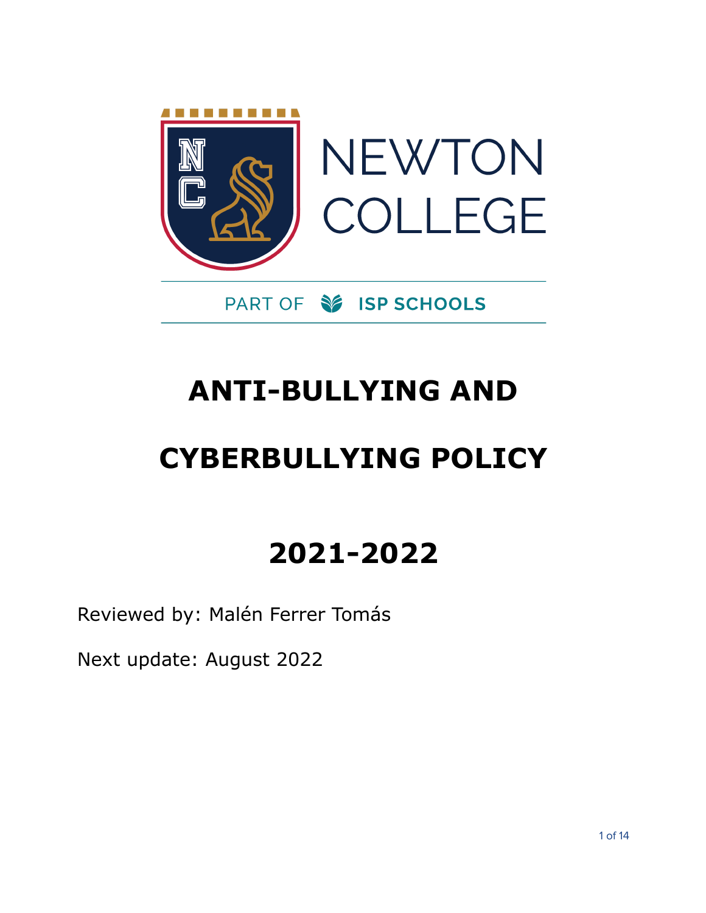NEWTON COLLEGE

PART OF ISP SCHOOLS

# ANTI-BULLYING AND CYBERBULLYING POLICY

# 2021-2022

Reviewed by: Malén Ferrer Tomás

Next update: August 2022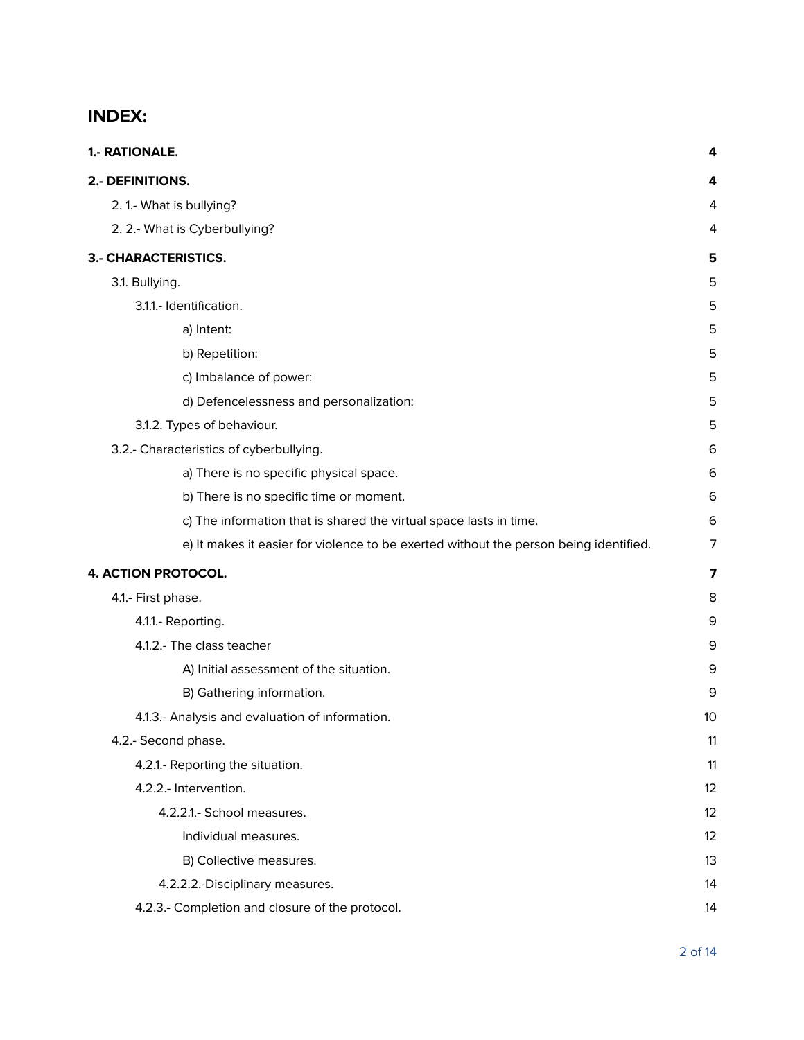# INDEX:

| | |
|---|---|
| **1.- RATIONALE.** | **4** |
| **2.- DEFINITIONS.** | **4** |
| 2. 1.- What is bullying? | 4 |
| 2. 2.- What is Cyberbullying? | 4 |
| **3.- CHARACTERISTICS.** | **5** |
| 3.1. Bullying. | 5 |
| 3.1.1.- Identification. | 5 |
| a) Intent: | 5 |
| b) Repetition: | 5 |
| c) Imbalance of power: | 5 |
| d) Defencelessness and personalization: | 5 |
| 3.1.2. Types of behaviour. | 5 |
| 3.2.- Characteristics of cyberbullying. | 6 |
| a) There is no specific physical space. | 6 |
| b) There is no specific time or moment. | 6 |
| c) The information that is shared the virtual space lasts in time. | 6 |
| e) It makes it easier for violence to be exerted without the person being identified. | 7 |
| **4. ACTION PROTOCOL.** | **7** |
| 4.1.- First phase. | 8 |
| 4.1.1.- Reporting. | 9 |
| 4.1.2.- The class teacher | 9 |
| A) Initial assessment of the situation. | 9 |
| B) Gathering information. | 9 |
| 4.1.3.- Analysis and evaluation of information. | 10 |
| 4.2.- Second phase. | 11 |
| 4.2.1.- Reporting the situation. | 11 |
| 4.2.2.- Intervention. | 12 |
| 4.2.2.1.- School measures. | 12 |
| Individual measures. | 12 |
| B) Collective measures. | 13 |
| 4.2.2.2.-Disciplinary measures. | 14 |
| 4.2.3.- Completion and closure of the protocol. | 14 |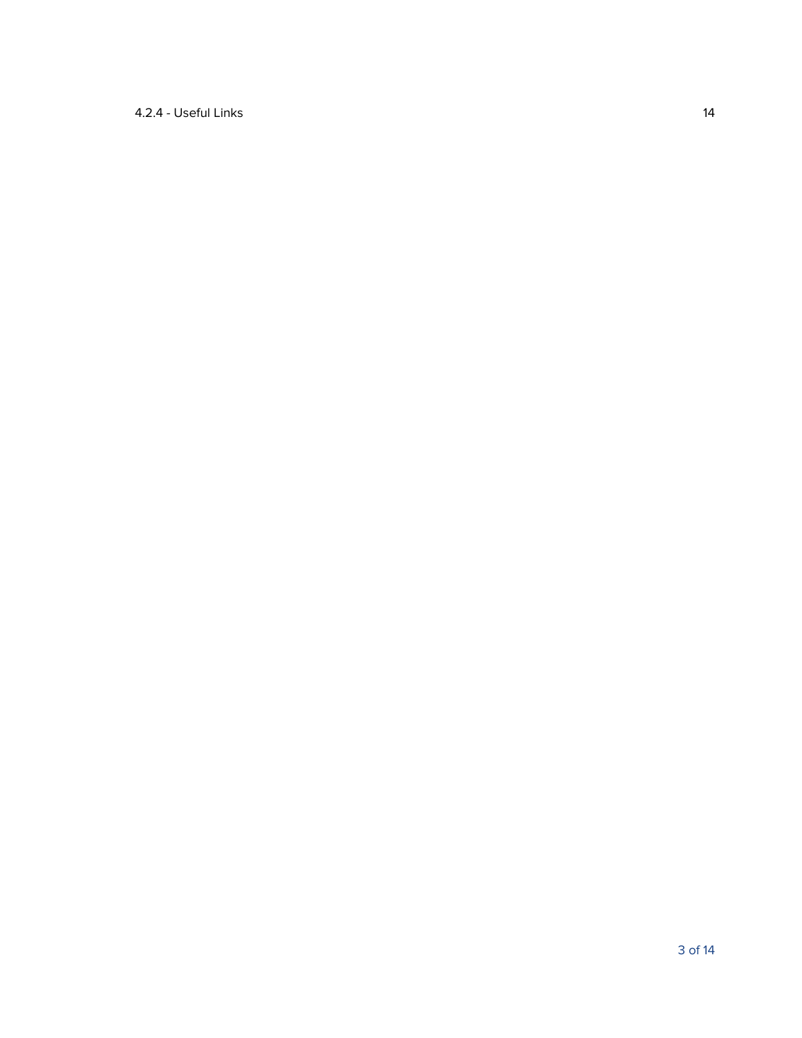4.2.4 - Useful Links 14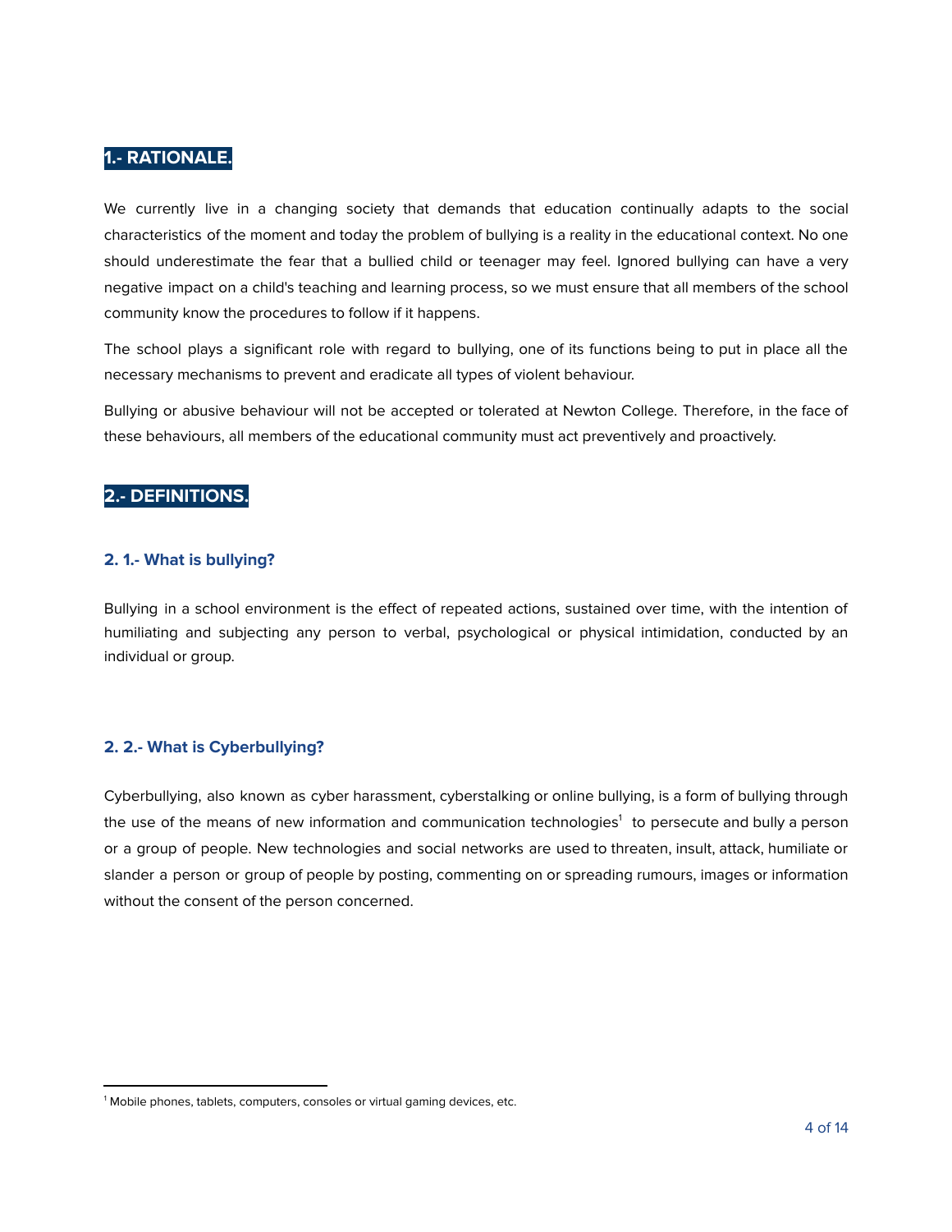## 1.- RATIONALE.

We currently live in a changing society that demands that education continually adapts to the social characteristics of the moment and today the problem of bullying is a reality in the educational context. No one should underestimate the fear that a bullied child or teenager may feel. Ignored bullying can have a very negative impact on a child's teaching and learning process, so we must ensure that all members of the school community know the procedures to follow if it happens.

The school plays a significant role with regard to bullying, one of its functions being to put in place all the necessary mechanisms to prevent and eradicate all types of violent behaviour.

Bullying or abusive behaviour will not be accepted or tolerated at Newton College. Therefore, in the face of these behaviours, all members of the educational community must act preventively and proactively.

## 2.- DEFINITIONS.

### 2. 1.- What is bullying?

Bullying in a school environment is the effect of repeated actions, sustained over time, with the intention of humiliating and subjecting any person to verbal, psychological or physical intimidation, conducted by an individual or group.

### 2. 2.- What is Cyberbullying?

Cyberbullying, also known as cyber harassment, cyberstalking or online bullying, is a form of bullying through the use of the means of new information and communication technologies[1] to persecute and bully a person or a group of people. New technologies and social networks are used to threaten, insult, attack, humiliate or slander a person or group of people by posting, commenting on or spreading rumours, images or information without the consent of the person concerned.

[1] Mobile phones, tablets, computers, consoles or virtual gaming devices, etc.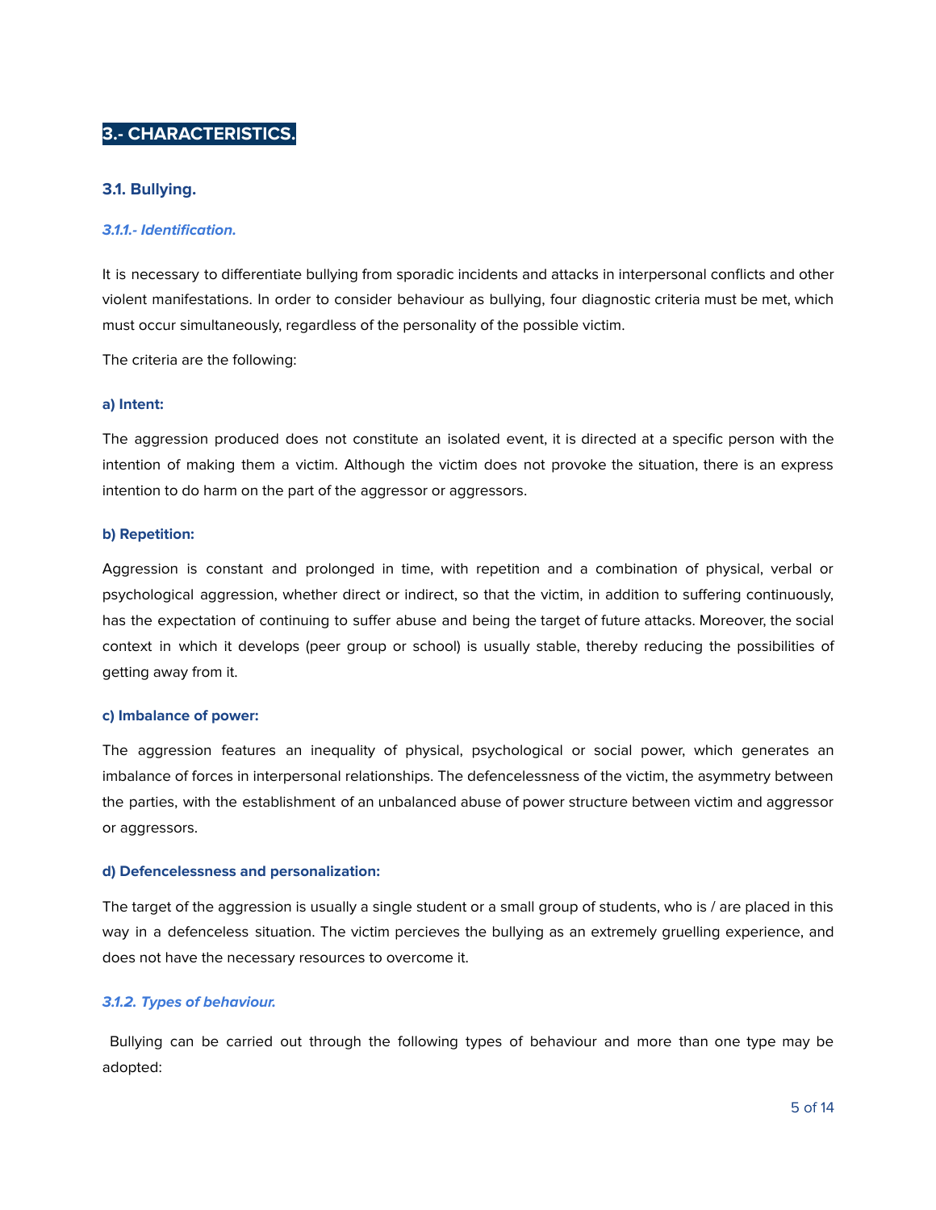## 3.- CHARACTERISTICS.

### 3.1. Bullying.

#### *3.1.1.- Identification.*

It is necessary to differentiate bullying from sporadic incidents and attacks in interpersonal conflicts and other violent manifestations. In order to consider behaviour as bullying, four diagnostic criteria must be met, which must occur simultaneously, regardless of the personality of the possible victim.

The criteria are the following:

**a) Intent:**

The aggression produced does not constitute an isolated event, it is directed at a specific person with the intention of making them a victim. Although the victim does not provoke the situation, there is an express intention to do harm on the part of the aggressor or aggressors.

**b) Repetition:**

Aggression is constant and prolonged in time, with repetition and a combination of physical, verbal or psychological aggression, whether direct or indirect, so that the victim, in addition to suffering continuously, has the expectation of continuing to suffer abuse and being the target of future attacks. Moreover, the social context in which it develops (peer group or school) is usually stable, thereby reducing the possibilities of getting away from it.

**c) Imbalance of power:**

The aggression features an inequality of physical, psychological or social power, which generates an imbalance of forces in interpersonal relationships. The defencelessness of the victim, the asymmetry between the parties, with the establishment of an unbalanced abuse of power structure between victim and aggressor or aggressors.

**d) Defencelessness and personalization:**

The target of the aggression is usually a single student or a small group of students, who is / are placed in this way in a defenceless situation. The victim percieves the bullying as an extremely gruelling experience, and does not have the necessary resources to overcome it.

#### *3.1.2. Types of behaviour.*

Bullying can be carried out through the following types of behaviour and more than one type may be adopted: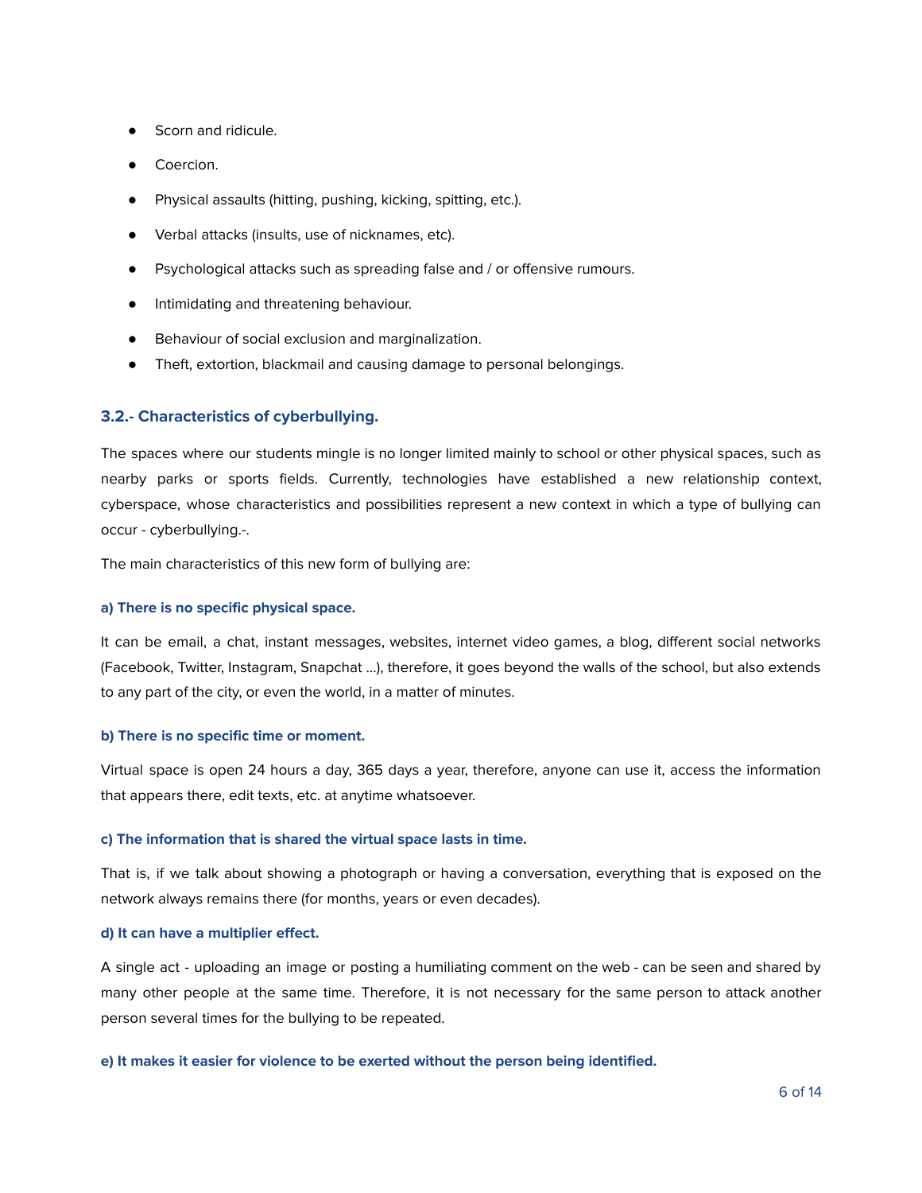- Scorn and ridicule.
- Coercion.
- Physical assaults (hitting, pushing, kicking, spitting, etc.).
- Verbal attacks (insults, use of nicknames, etc).
- Psychological attacks such as spreading false and / or offensive rumours.
- Intimidating and threatening behaviour.
- Behaviour of social exclusion and marginalization.
- Theft, extortion, blackmail and causing damage to personal belongings.

### 3.2.- Characteristics of cyberbullying.

The spaces where our students mingle is no longer limited mainly to school or other physical spaces, such as nearby parks or sports fields. Currently, technologies have established a new relationship context, cyberspace, whose characteristics and possibilities represent a new context in which a type of bullying can occur - cyberbullying.-.

The main characteristics of this new form of bullying are:

#### a) There is no specific physical space.

It can be email, a chat, instant messages, websites, internet video games, a blog, different social networks (Facebook, Twitter, Instagram, Snapchat ...), therefore, it goes beyond the walls of the school, but also extends to any part of the city, or even the world, in a matter of minutes.

#### b) There is no specific time or moment.

Virtual space is open 24 hours a day, 365 days a year, therefore, anyone can use it, access the information that appears there, edit texts, etc. at anytime whatsoever.

#### c) The information that is shared the virtual space lasts in time.

That is, if we talk about showing a photograph or having a conversation, everything that is exposed on the network always remains there (for months, years or even decades).

#### d) It can have a multiplier effect.

A single act - uploading an image or posting a humiliating comment on the web - can be seen and shared by many other people at the same time. Therefore, it is not necessary for the same person to attack another person several times for the bullying to be repeated.

#### e) It makes it easier for violence to be exerted without the person being identified.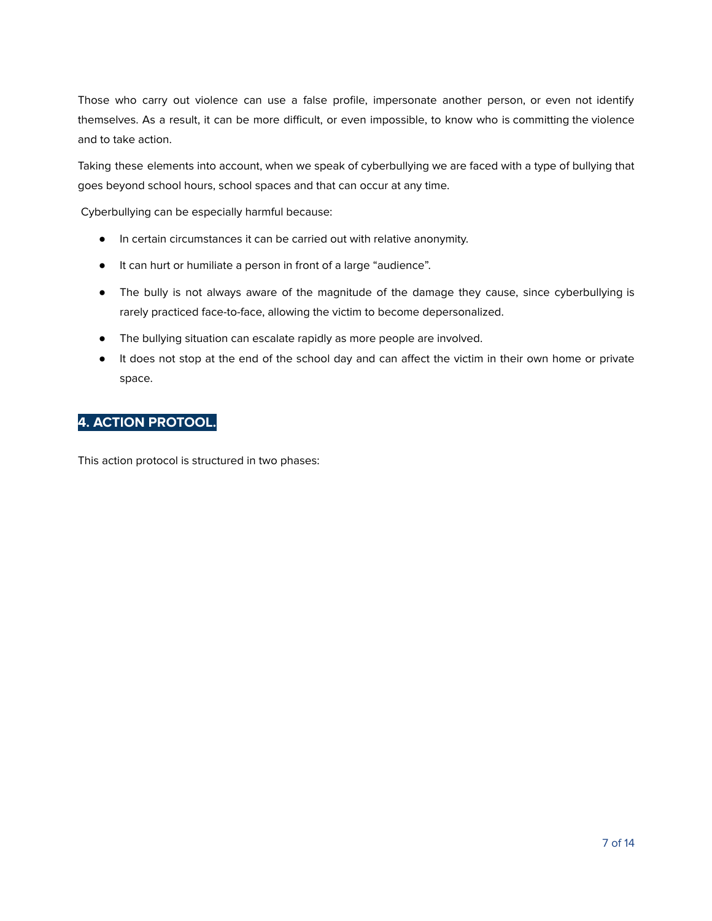Those who carry out violence can use a false profile, impersonate another person, or even not identify themselves. As a result, it can be more difficult, or even impossible, to know who is committing the violence and to take action.

Taking these elements into account, when we speak of cyberbullying we are faced with a type of bullying that goes beyond school hours, school spaces and that can occur at any time.

Cyberbullying can be especially harmful because:

- In certain circumstances it can be carried out with relative anonymity.
- It can hurt or humiliate a person in front of a large “audience”.
- The bully is not always aware of the magnitude of the damage they cause, since cyberbullying is rarely practiced face-to-face, allowing the victim to become depersonalized.
- The bullying situation can escalate rapidly as more people are involved.
- It does not stop at the end of the school day and can affect the victim in their own home or private space.

## 4. ACTION PROTOOL.

This action protocol is structured in two phases: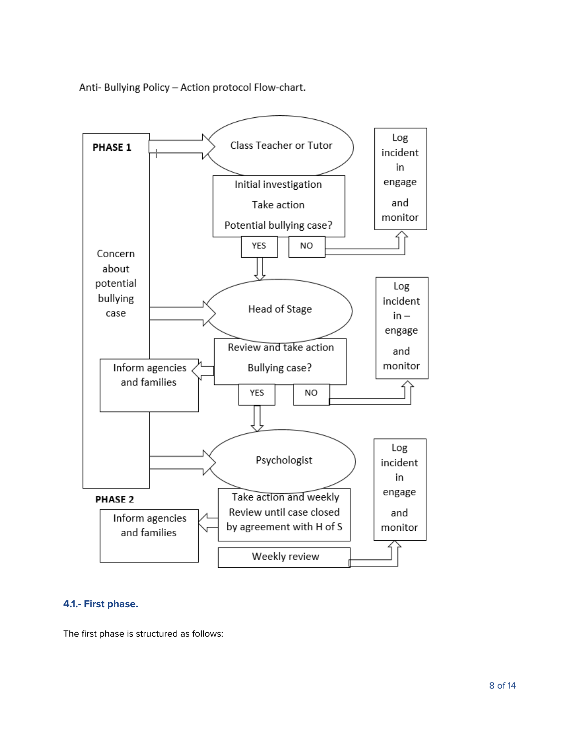Anti- Bullying Policy – Action protocol Flow-chart.

**PHASE 1**

Concern about potential bullying case

Class Teacher or Tutor

Initial investigation

Take action

Potential bullying case?

YES

NO

Log incident in engage and monitor

Head of Stage

Review and take action

Bullying case?

YES

NO

Inform agencies and families

Log incident in – engage and monitor

Psychologist

Take action and weekly Review until case closed by agreement with H of S

**PHASE 2**

Inform agencies and families

Weekly review

Log incident in engage and monitor

### 4.1.- First phase.

The first phase is structured as follows: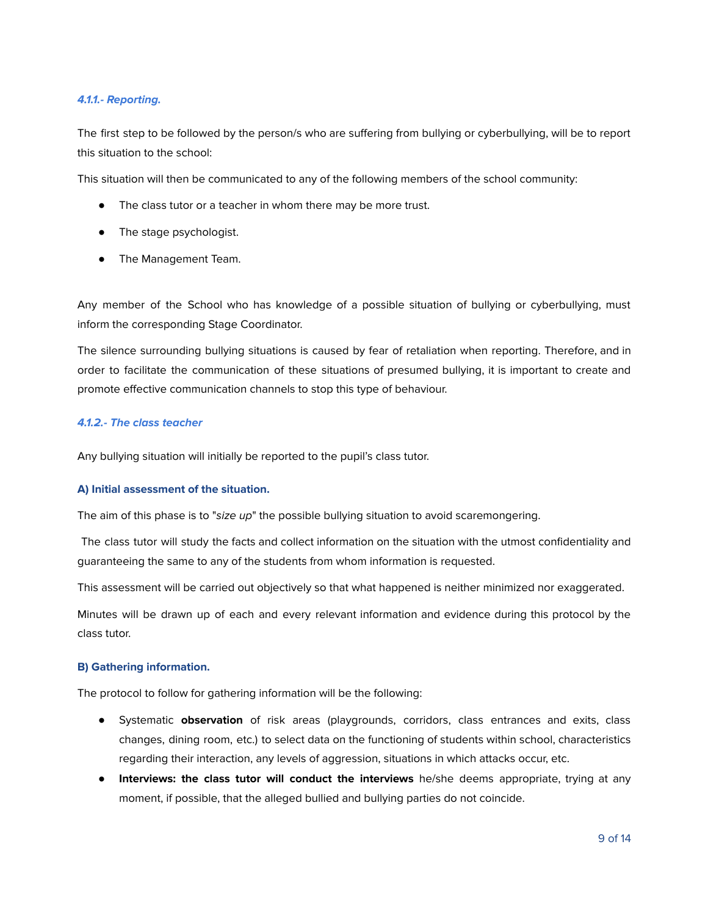#### *4.1.1.- Reporting.*

The first step to be followed by the person/s who are suffering from bullying or cyberbullying, will be to report this situation to the school:

This situation will then be communicated to any of the following members of the school community:

- The class tutor or a teacher in whom there may be more trust.
- The stage psychologist.
- The Management Team.

Any member of the School who has knowledge of a possible situation of bullying or cyberbullying, must inform the corresponding Stage Coordinator.

The silence surrounding bullying situations is caused by fear of retaliation when reporting. Therefore, and in order to facilitate the communication of these situations of presumed bullying, it is important to create and promote effective communication channels to stop this type of behaviour.

#### *4.1.2.- The class teacher*

Any bullying situation will initially be reported to the pupil's class tutor.

**A) Initial assessment of the situation.**

The aim of this phase is to "*size up*" the possible bullying situation to avoid scaremongering.

The class tutor will study the facts and collect information on the situation with the utmost confidentiality and guaranteeing the same to any of the students from whom information is requested.

This assessment will be carried out objectively so that what happened is neither minimized nor exaggerated.

Minutes will be drawn up of each and every relevant information and evidence during this protocol by the class tutor.

**B) Gathering information.**

The protocol to follow for gathering information will be the following:

- Systematic **observation** of risk areas (playgrounds, corridors, class entrances and exits, class changes, dining room, etc.) to select data on the functioning of students within school, characteristics regarding their interaction, any levels of aggression, situations in which attacks occur, etc.
- **Interviews: the class tutor will conduct the interviews** he/she deems appropriate, trying at any moment, if possible, that the alleged bullied and bullying parties do not coincide.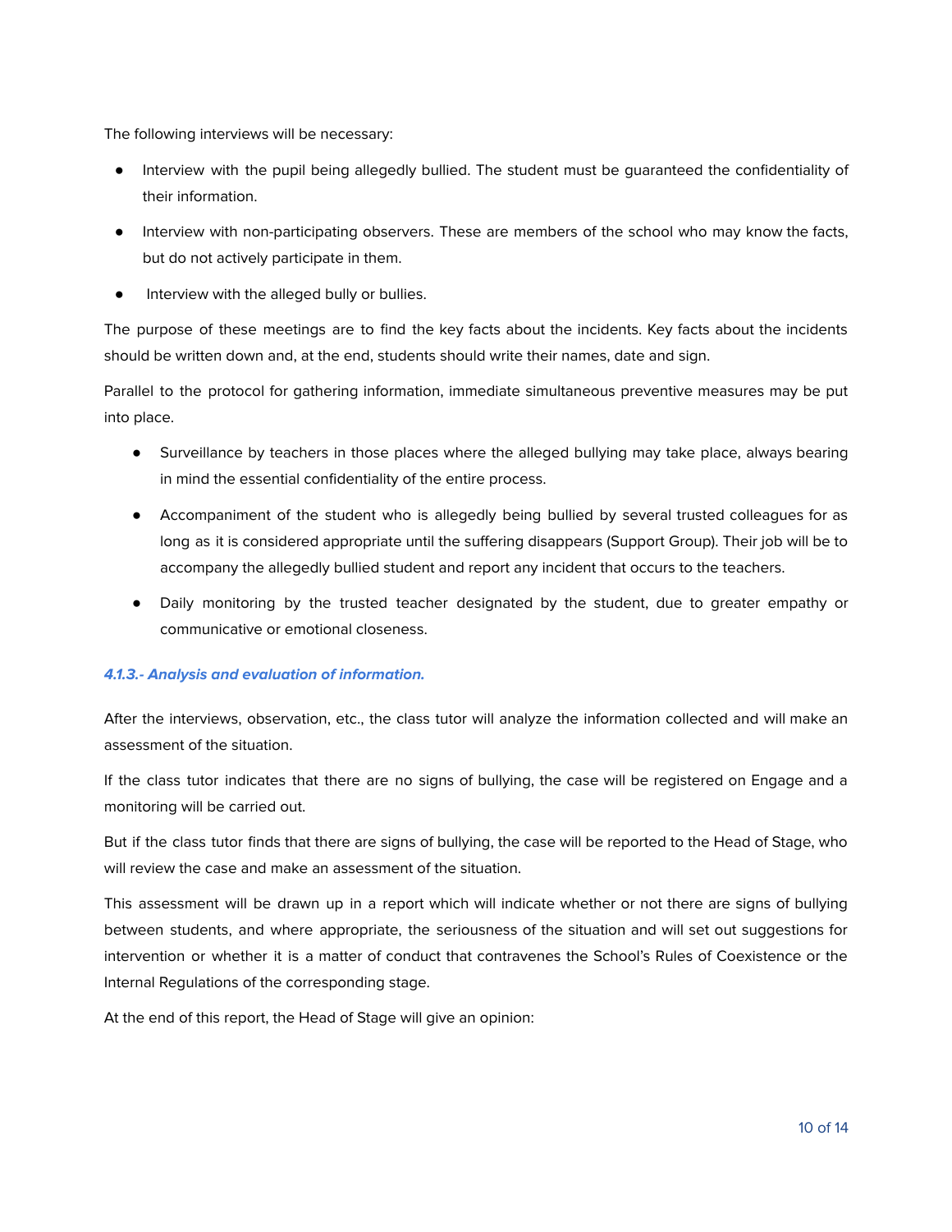The following interviews will be necessary:

- Interview with the pupil being allegedly bullied. The student must be guaranteed the confidentiality of their information.
- Interview with non-participating observers. These are members of the school who may know the facts, but do not actively participate in them.
- Interview with the alleged bully or bullies.

The purpose of these meetings are to find the key facts about the incidents. Key facts about the incidents should be written down and, at the end, students should write their names, date and sign.

Parallel to the protocol for gathering information, immediate simultaneous preventive measures may be put into place.

- Surveillance by teachers in those places where the alleged bullying may take place, always bearing in mind the essential confidentiality of the entire process.
- Accompaniment of the student who is allegedly being bullied by several trusted colleagues for as long as it is considered appropriate until the suffering disappears (Support Group). Their job will be to accompany the allegedly bullied student and report any incident that occurs to the teachers.
- Daily monitoring by the trusted teacher designated by the student, due to greater empathy or communicative or emotional closeness.

#### *4.1.3.- Analysis and evaluation of information.*

After the interviews, observation, etc., the class tutor will analyze the information collected and will make an assessment of the situation.

If the class tutor indicates that there are no signs of bullying, the case will be registered on Engage and a monitoring will be carried out.

But if the class tutor finds that there are signs of bullying, the case will be reported to the Head of Stage, who will review the case and make an assessment of the situation.

This assessment will be drawn up in a report which will indicate whether or not there are signs of bullying between students, and where appropriate, the seriousness of the situation and will set out suggestions for intervention or whether it is a matter of conduct that contravenes the School's Rules of Coexistence or the Internal Regulations of the corresponding stage.

At the end of this report, the Head of Stage will give an opinion: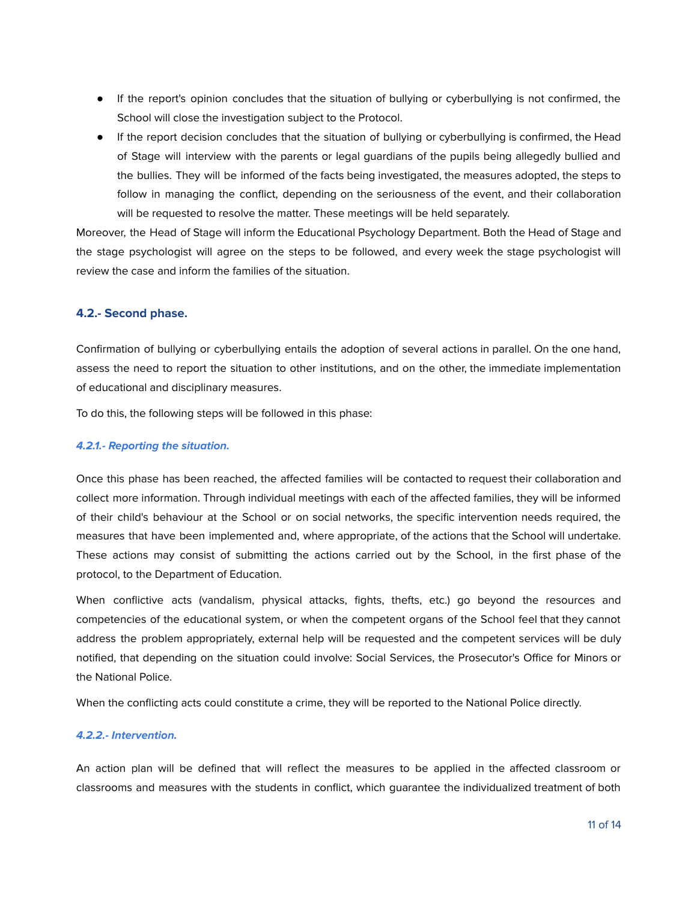- If the report's opinion concludes that the situation of bullying or cyberbullying is not confirmed, the School will close the investigation subject to the Protocol.
- If the report decision concludes that the situation of bullying or cyberbullying is confirmed, the Head of Stage will interview with the parents or legal guardians of the pupils being allegedly bullied and the bullies. They will be informed of the facts being investigated, the measures adopted, the steps to follow in managing the conflict, depending on the seriousness of the event, and their collaboration will be requested to resolve the matter. These meetings will be held separately.

Moreover, the Head of Stage will inform the Educational Psychology Department. Both the Head of Stage and the stage psychologist will agree on the steps to be followed, and every week the stage psychologist will review the case and inform the families of the situation.

### 4.2.- Second phase.

Confirmation of bullying or cyberbullying entails the adoption of several actions in parallel. On the one hand, assess the need to report the situation to other institutions, and on the other, the immediate implementation of educational and disciplinary measures.

To do this, the following steps will be followed in this phase:

#### *4.2.1.- Reporting the situation.*

Once this phase has been reached, the affected families will be contacted to request their collaboration and collect more information. Through individual meetings with each of the affected families, they will be informed of their child's behaviour at the School or on social networks, the specific intervention needs required, the measures that have been implemented and, where appropriate, of the actions that the School will undertake. These actions may consist of submitting the actions carried out by the School, in the first phase of the protocol, to the Department of Education.

When conflictive acts (vandalism, physical attacks, fights, thefts, etc.) go beyond the resources and competencies of the educational system, or when the competent organs of the School feel that they cannot address the problem appropriately, external help will be requested and the competent services will be duly notified, that depending on the situation could involve: Social Services, the Prosecutor's Office for Minors or the National Police.

When the conflicting acts could constitute a crime, they will be reported to the National Police directly.

#### *4.2.2.- Intervention.*

An action plan will be defined that will reflect the measures to be applied in the affected classroom or classrooms and measures with the students in conflict, which guarantee the individualized treatment of both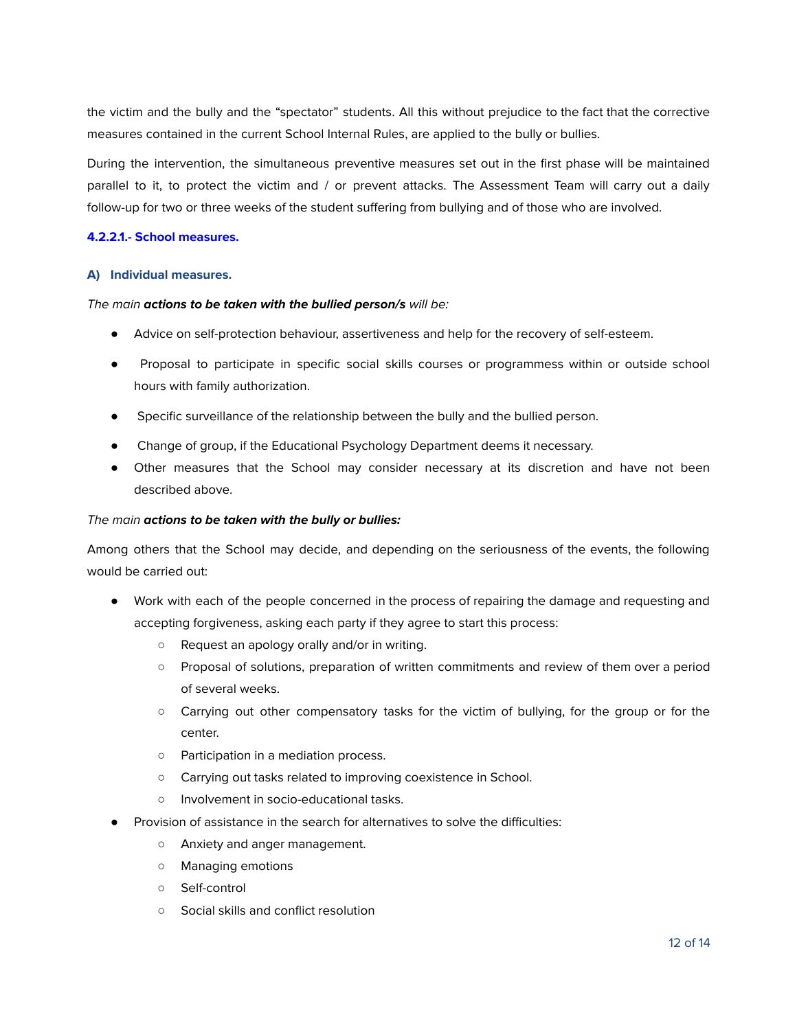the victim and the bully and the "spectator" students. All this without prejudice to the fact that the corrective measures contained in the current School Internal Rules, are applied to the bully or bullies.

During the intervention, the simultaneous preventive measures set out in the first phase will be maintained parallel to it, to protect the victim and / or prevent attacks. The Assessment Team will carry out a daily follow-up for two or three weeks of the student suffering from bullying and of those who are involved.

#### 4.2.2.1.- School measures.

##### A) Individual measures.

*The main **actions to be taken with the bullied person/s** will be:*

- Advice on self-protection behaviour, assertiveness and help for the recovery of self-esteem.
- Proposal to participate in specific social skills courses or programmess within or outside school hours with family authorization.
- Specific surveillance of the relationship between the bully and the bullied person.
- Change of group, if the Educational Psychology Department deems it necessary.
- Other measures that the School may consider necessary at its discretion and have not been described above.

*The main **actions to be taken with the bully or bullies:***

Among others that the School may decide, and depending on the seriousness of the events, the following would be carried out:

- Work with each of the people concerned in the process of repairing the damage and requesting and accepting forgiveness, asking each party if they agree to start this process:
  - Request an apology orally and/or in writing.
  - Proposal of solutions, preparation of written commitments and review of them over a period of several weeks.
  - Carrying out other compensatory tasks for the victim of bullying, for the group or for the center.
  - Participation in a mediation process.
  - Carrying out tasks related to improving coexistence in School.
  - Involvement in socio-educational tasks.
- Provision of assistance in the search for alternatives to solve the difficulties:
  - Anxiety and anger management.
  - Managing emotions
  - Self-control
  - Social skills and conflict resolution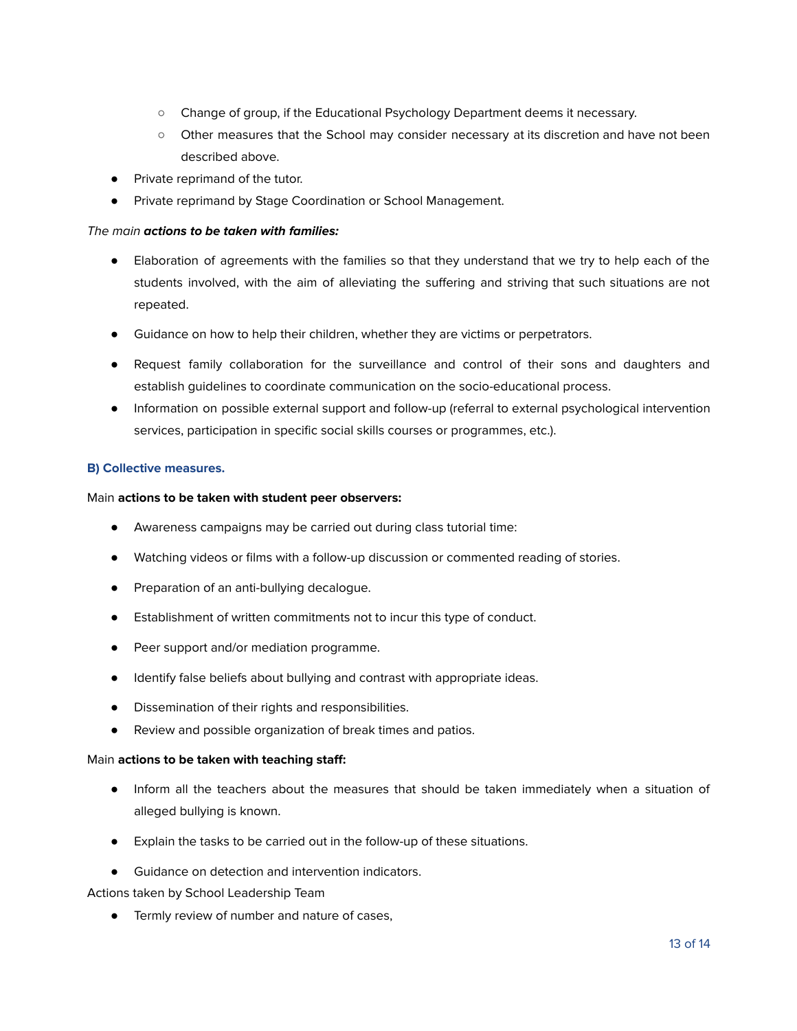- Change of group, if the Educational Psychology Department deems it necessary.
  - Other measures that the School may consider necessary at its discretion and have not been described above.
- Private reprimand of the tutor.
- Private reprimand by Stage Coordination or School Management.

*The main* ***actions to be taken with families:***

- Elaboration of agreements with the families so that they understand that we try to help each of the students involved, with the aim of alleviating the suffering and striving that such situations are not repeated.
- Guidance on how to help their children, whether they are victims or perpetrators.
- Request family collaboration for the surveillance and control of their sons and daughters and establish guidelines to coordinate communication on the socio-educational process.
- Information on possible external support and follow-up (referral to external psychological intervention services, participation in specific social skills courses or programmes, etc.).

#### B) Collective measures.

Main **actions to be taken with student peer observers:**

- Awareness campaigns may be carried out during class tutorial time:
- Watching videos or films with a follow-up discussion or commented reading of stories.
- Preparation of an anti-bullying decalogue.
- Establishment of written commitments not to incur this type of conduct.
- Peer support and/or mediation programme.
- Identify false beliefs about bullying and contrast with appropriate ideas.
- Dissemination of their rights and responsibilities.
- Review and possible organization of break times and patios.

Main **actions to be taken with teaching staff:**

- Inform all the teachers about the measures that should be taken immediately when a situation of alleged bullying is known.
- Explain the tasks to be carried out in the follow-up of these situations.
- Guidance on detection and intervention indicators.

Actions taken by School Leadership Team

- Termly review of number and nature of cases,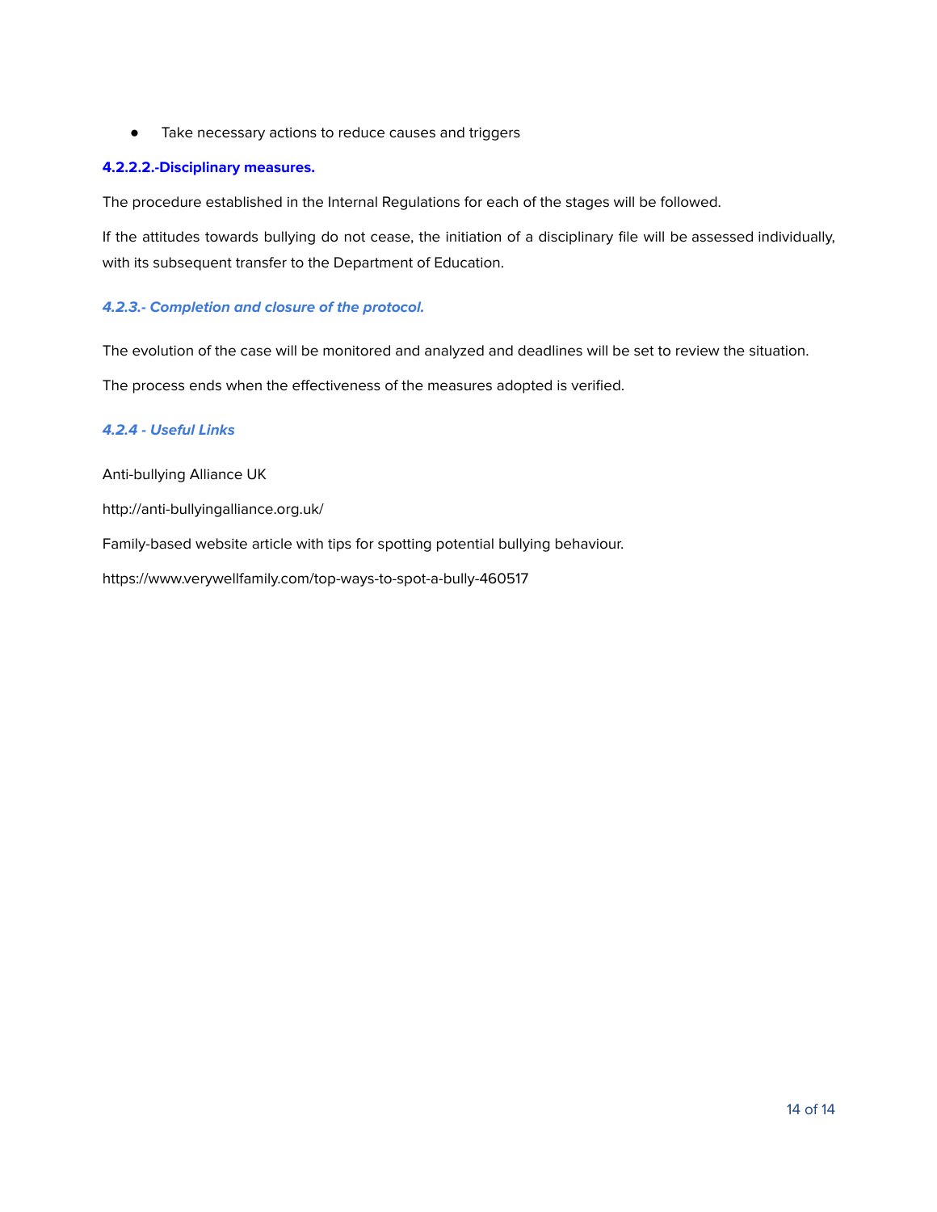- Take necessary actions to reduce causes and triggers

#### 4.2.2.2.-Disciplinary measures.

The procedure established in the Internal Regulations for each of the stages will be followed.

If the attitudes towards bullying do not cease, the initiation of a disciplinary file will be assessed individually, with its subsequent transfer to the Department of Education.

### *4.2.3.- Completion and closure of the protocol.*

The evolution of the case will be monitored and analyzed and deadlines will be set to review the situation.

The process ends when the effectiveness of the measures adopted is verified.

### *4.2.4 - Useful Links*

Anti-bullying Alliance UK

http://anti-bullyingalliance.org.uk/

Family-based website article with tips for spotting potential bullying behaviour.

https://www.verywellfamily.com/top-ways-to-spot-a-bully-460517